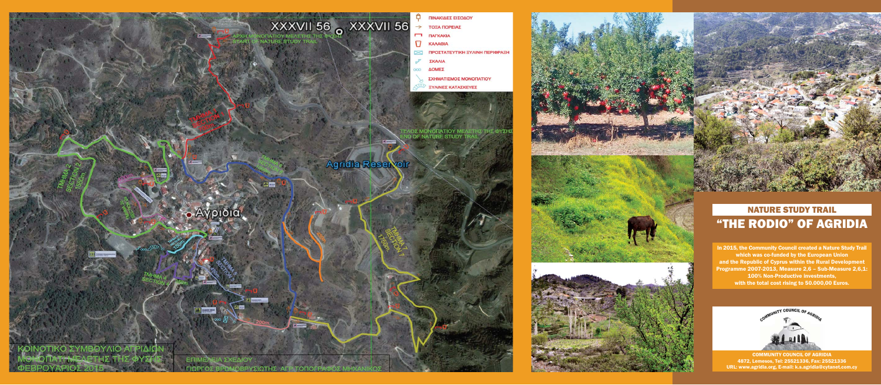XXXVII 56 XXXVII 56

ΑΡΧΗ ΜΟΝΟΠΑΤΙΟΥ ΜΕΛΕΤΗΣ ΤΗΣ ΦΥΣΗΣ
START OF NATURE STUDY TRAIL

- ΠΙΝΑΚΙΔΕΣ ΕΙΣΟΔΟΥ
- ΤΟΞΑ ΠΟΡΕΙΑΣ
- ΠΑΓΚΑΚΙΑ
- ΚΑΛΑΘΙΑ
- ΠΡΟΣΤΑΤΕΥΤΙΚΗ ΞΥΛΙΝΗ ΠΕΡΙΦΡΑΞΗ
- ΣΚΑΛΙΑ
- ΔΟΜΕΣ
- ΣΧΗΜΑΤΙΣΜΟΣ ΜΟΝΟΠΑΤΙΟΥ
- ΞΥΛΙΝΕΣ ΚΑΤΑΣΚΕΥΕΣ

ΤΕΛΟΣ ΜΟΝΟΠΑΤΙΟΥ ΜΕΛΕΤΗΣ ΤΗΣ ΦΥΣΗΣ
END OF NATURE STUDY TRAIL

Agridia Reservoir

Αγρίδια

ΤΜΗΜΑ 2 SECTION 2 1550m.

ΤΜΗΜΑ 4 SECTION 4

ΤΜΗΜΑ 5 SECTION 5

ΤΜΗΜΑ 7 SECTION 7 1760m.

200m.

ΚΟΙΝΟΤΙΚΟ ΣΥΜΒΟΥΛΙΟ ΑΓΡΙΔΙΩΝ
ΜΟΝΟΠΑΤΙ ΜΕΛΕΤΗΣ ΤΗΣ ΦΥΣΗΣ
ΦΕΒΡΟΥΑΡΙΟΣ 2015

ΕΠΙΜΕΛΕΙΑ ΣΧΕΔΙΟΥ :
ΓΙΩΡΓΟΣ ΒΡΩΜΟΒΡΥΣΙΩΤΗΣ ΑΓΡ.ΤΟΠΟΓΡΑΦΟΣ ΜΗΧΑΝΙΚΟΣ

## NATURE STUDY TRAIL
# "THE RODIO" OF AGRIDIA

In 2015, the Community Council created a Nature Study Trail which was co-funded by the European Union and the Republic of Cyprus within the Rural Development Programme 2007-2013, Measure 2,6 – Sub-Measure 2,6,1: 100% Non-Productive investments, with the total cost rising to 50.000,00 Euros.

COMMUNITY COUNCIL OF AGRIDIA

COMMUNITY COUNCIL OF AGRIDIA
4872, Lemesos, Tel: 25521336, Fax: 25521336
URL: www.agridia.org, E-mail: k.s.agridia@cytanet.com.cy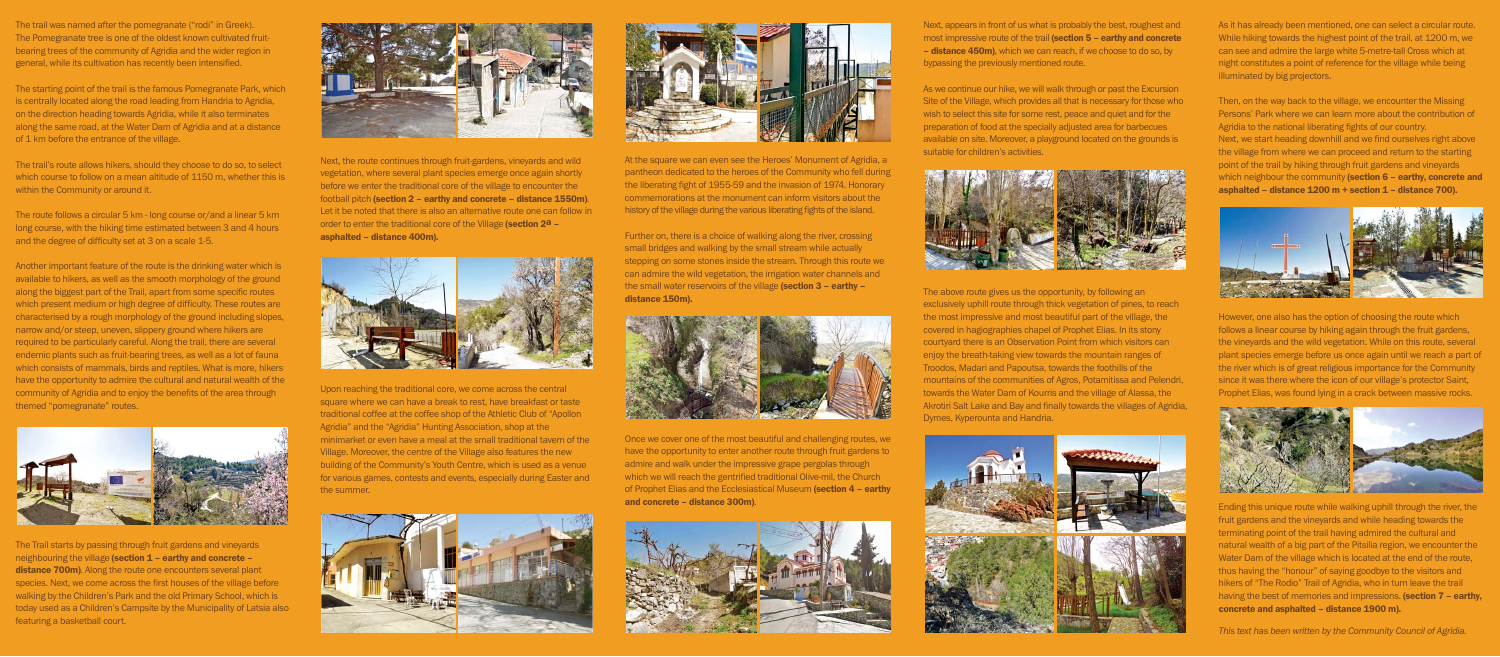The trail was named after the pomegranate ("rodi" in Greek). The Pomegranate tree is one of the oldest known cultivated fruit-bearing trees of the community of Agridia and the wider region in general, while its cultivation has recently been intensified.

The starting point of the trail is the famous Pomegranate Park, which is centrally located along the road leading from Handria to Agridia, on the direction heading towards Agridia, while it also terminates along the same road, at the Water Dam of Agridia and at a distance of 1 km before the entrance of the village.

The trail's route allows hikers, should they choose to do so, to select which course to follow on a mean altitude of 1150 m, whether this is within the Community or around it.

The route follows a circular 5 km - long course or/and a linear 5 km long course, with the hiking time estimated between 3 and 4 hours and the degree of difficulty set at 3 on a scale 1-5.

Another important feature of the route is the drinking water which is available to hikers, as well as the smooth morphology of the ground along the biggest part of the Trail, apart from some specific routes which present medium or high degree of difficulty. These routes are characterised by a rough morphology of the ground including slopes, narrow and/or steep, uneven, slippery ground where hikers are required to be particularly careful. Along the trail, there are several endemic plants such as fruit-bearing trees, as well as a lot of fauna which consists of mammals, birds and reptiles. What is more, hikers have the opportunity to admire the cultural and natural wealth of the community of Agridia and to enjoy the benefits of the area through themed "pomegranate" routes.

The Trail starts by passing through fruit gardens and vineyards neighbouring the village **(section 1 – earthy and concrete – distance 700m)**. Along the route one encounters several plant species. Next, we come across the first houses of the village before walking by the Children's Park and the old Primary School, which is today used as a Children's Campsite by the Municipality of Latsia also featuring a basketball court.

Next, the route continues through fruit-gardens, vineyards and wild vegetation, where several plant species emerge once again shortly before we enter the traditional core of the village to encounter the football pitch **(section 2 – earthy and concrete – distance 1550m)**. Let it be noted that there is also an alternative route one can follow in order to enter the traditional core of the Village **(section 2a – asphalted – distance 400m).**

Upon reaching the traditional core, we come across the central square where we can have a break to rest, have breakfast or taste traditional coffee at the coffee shop of the Athletic Club of "Apollon Agridia" and the "Agridia" Hunting Association, shop at the minimarket or even have a meal at the small traditional tavern of the Village. Moreover, the centre of the Village also features the new building of the Community's Youth Centre, which is used as a venue for various games, contests and events, especially during Easter and the summer.

At the square we can even see the Heroes' Monument of Agridia, a pantheon dedicated to the heroes of the Community who fell during the liberating fight of 1955-59 and the invasion of 1974. Honorary commemorations at the monument can inform visitors about the history of the village during the various liberating fights of the island.

Further on, there is a choice of walking along the river, crossing small bridges and walking by the small stream while actually stepping on some stones inside the stream. Through this route we can admire the wild vegetation, the irrigation water channels and the small water reservoirs of the village **(section 3 – earthy – distance 150m).**

Once we cover one of the most beautiful and challenging routes, we have the opportunity to enter another route through fruit gardens to admire and walk under the impressive grape pergolas through which we will reach the gentrified traditional Olive-mil, the Church of Prophet Elias and the Ecclesiastical Museum **(section 4 – earthy and concrete – distance 300m)**.

Next, appears in front of us what is probably the best, roughest and most impressive route of the trail **(section 5 – earthy and concrete – distance 450m)**, which we can reach, if we choose to do so, by bypassing the previously mentioned route.

As we continue our hike, we will walk through or past the Excursion Site of the Village, which provides all that is necessary for those who wish to select this site for some rest, peace and quiet and for the preparation of food at the specially adjusted area for barbecues available on site. Moreover, a playground located on the grounds is suitable for children's activities.

The above route gives us the opportunity, by following an exclusively uphill route through thick vegetation of pines, to reach the most impressive and most beautiful part of the village, the covered in hagiographies chapel of Prophet Elias. In its stony courtyard there is an Observation Point from which visitors can enjoy the breath-taking view towards the mountain ranges of Troodos, Madari and Papoutsa, towards the foothills of the mountains of the communities of Agros, Potamitissa and Pelendri, towards the Water Dam of Kourris and the village of Alassa, the Akrotiri Salt Lake and Bay and finally towards the villages of Agridia, Dymes, Kyperounta and Handria.

As it has already been mentioned, one can select a circular route. While hiking towards the highest point of the trail, at 1200 m, we can see and admire the large white 5-metre-tall Cross which at night constitutes a point of reference for the village while being illuminated by big projectors.

Then, on the way back to the village, we encounter the Missing Persons' Park where we can learn more about the contribution of Agridia to the national liberating fights of our country.
Next, we start heading downhill and we find ourselves right above the village from where we can proceed and return to the starting point of the trail by hiking through fruit gardens and vineyards which neighbour the community **(section 6 – earthy, concrete and asphalted – distance 1200 m + section 1 – distance 700).**

However, one also has the option of choosing the route which follows a linear course by hiking again through the fruit gardens, the vineyards and the wild vegetation. While on this route, several plant species emerge before us once again until we reach a part of the river which is of great religious importance for the Community since it was there where the icon of our village's protector Saint, Prophet Elias, was found lying in a crack between massive rocks.

Ending this unique route while walking uphill through the river, the fruit gardens and the vineyards and while heading towards the terminating point of the trail having admired the cultural and natural wealth of a big part of the Pitsilia region, we encounter the Water Dam of the village which is located at the end of the route, thus having the "honour" of saying goodbye to the visitors and hikers of "The Rodio" Trail of Agridia, who in turn leave the trail having the best of memories and impressions. **(section 7 – earthy, concrete and asphalted – distance 1900 m).**

*This text has been written by the Community Council of Agridia.*